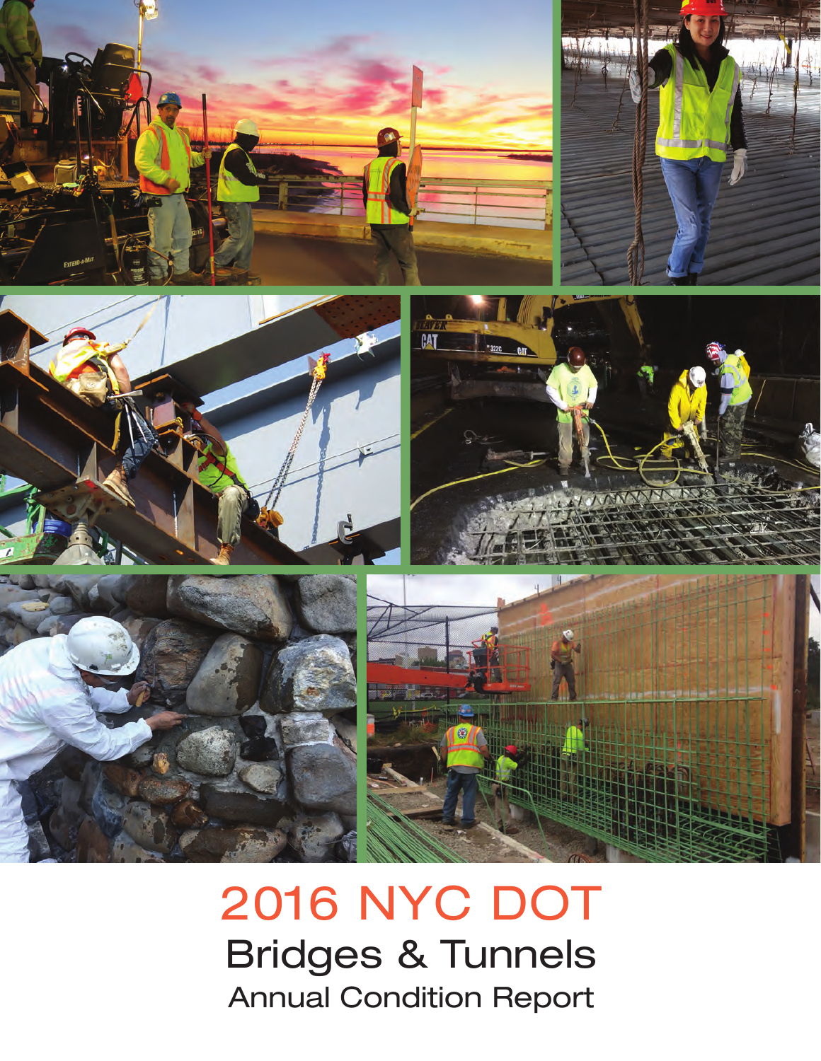# 2016 NYC DOT

## Bridges & Tunnels

### Annual Condition Report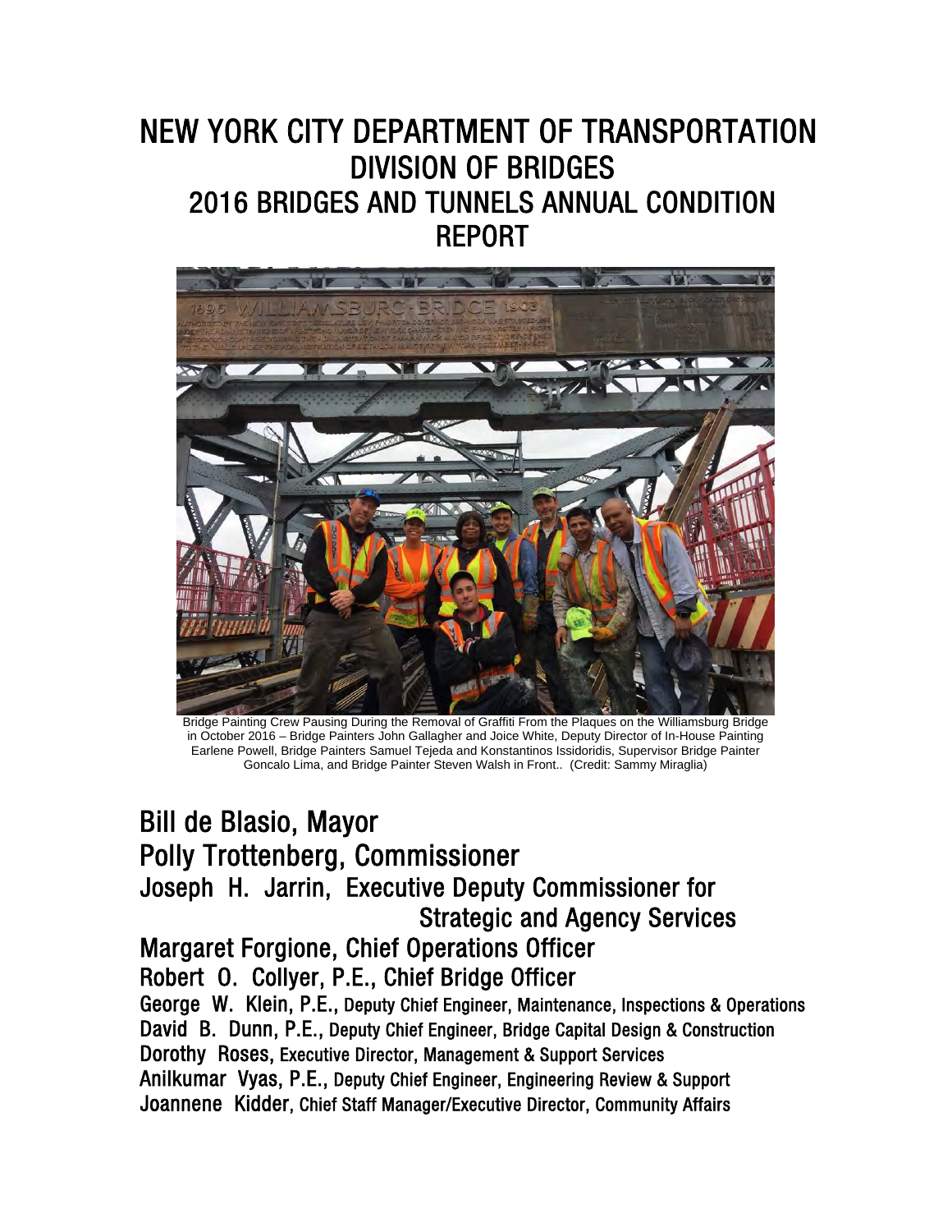# NEW YORK CITY DEPARTMENT OF TRANSPORTATION
# DIVISION OF BRIDGES
# 2016 BRIDGES AND TUNNELS ANNUAL CONDITION REPORT

Bridge Painting Crew Pausing During the Removal of Graffiti From the Plaques on the Williamsburg Bridge in October 2016 – Bridge Painters John Gallagher and Joice White, Deputy Director of In-House Painting Earlene Powell, Bridge Painters Samuel Tejeda and Konstantinos Issidoridis, Supervisor Bridge Painter Goncalo Lima, and Bridge Painter Steven Walsh in Front.. (Credit: Sammy Miraglia)

## Bill de Blasio, Mayor

## Polly Trottenberg, Commissioner

### Joseph H. Jarrin, Executive Deputy Commissioner for Strategic and Agency Services

### Margaret Forgione, Chief Operations Officer

### Robert O. Collyer, P.E., Chief Bridge Officer

**George W. Klein, P.E.,** Deputy Chief Engineer, Maintenance, Inspections & Operations

**David B. Dunn, P.E.,** Deputy Chief Engineer, Bridge Capital Design & Construction

**Dorothy Roses,** Executive Director, Management & Support Services

**Anilkumar Vyas, P.E.,** Deputy Chief Engineer, Engineering Review & Support

**Joannene Kidder,** Chief Staff Manager/Executive Director, Community Affairs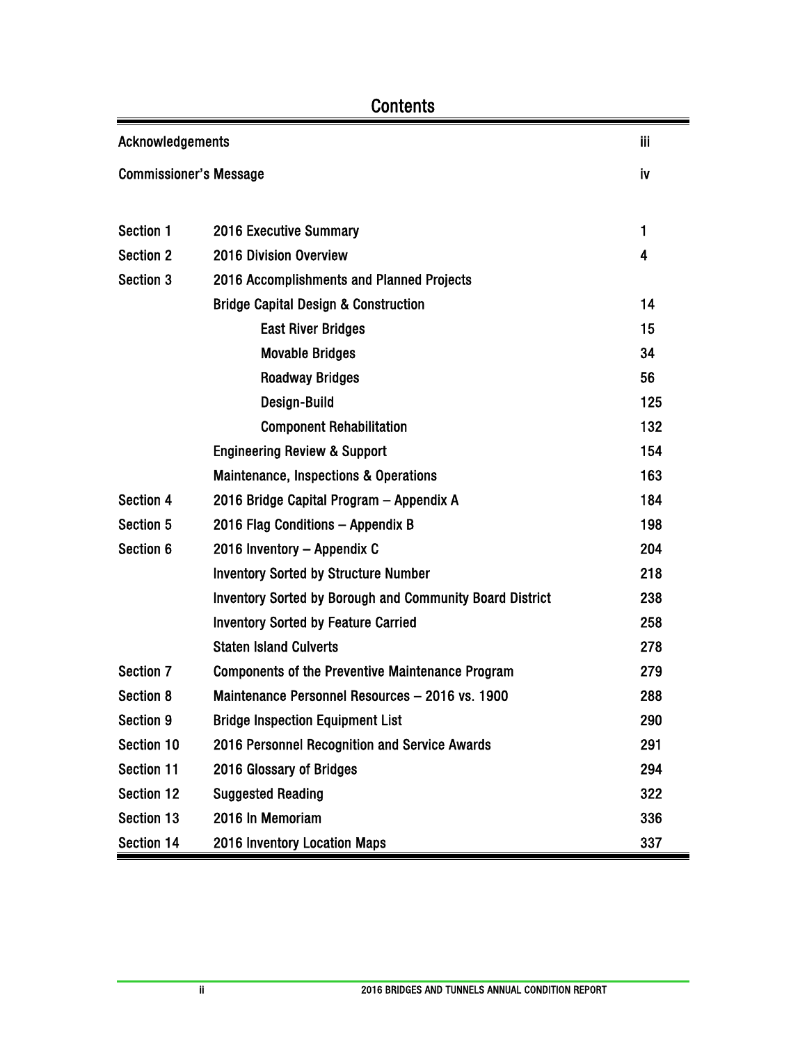# Contents

| | | |
|---|---|---|
| Acknowledgements | | iii |
| Commissioner's Message | | iv |
| Section 1 | 2016 Executive Summary | 1 |
| Section 2 | 2016 Division Overview | 4 |
| Section 3 | 2016 Accomplishments and Planned Projects | |
| | Bridge Capital Design & Construction | 14 |
| | East River Bridges | 15 |
| | Movable Bridges | 34 |
| | Roadway Bridges | 56 |
| | Design-Build | 125 |
| | Component Rehabilitation | 132 |
| | Engineering Review & Support | 154 |
| | Maintenance, Inspections & Operations | 163 |
| Section 4 | 2016 Bridge Capital Program – Appendix A | 184 |
| Section 5 | 2016 Flag Conditions – Appendix B | 198 |
| Section 6 | 2016 Inventory – Appendix C | 204 |
| | Inventory Sorted by Structure Number | 218 |
| | Inventory Sorted by Borough and Community Board District | 238 |
| | Inventory Sorted by Feature Carried | 258 |
| | Staten Island Culverts | 278 |
| Section 7 | Components of the Preventive Maintenance Program | 279 |
| Section 8 | Maintenance Personnel Resources – 2016 vs. 1900 | 288 |
| Section 9 | Bridge Inspection Equipment List | 290 |
| Section 10 | 2016 Personnel Recognition and Service Awards | 291 |
| Section 11 | 2016 Glossary of Bridges | 294 |
| Section 12 | Suggested Reading | 322 |
| Section 13 | 2016 In Memoriam | 336 |
| Section 14 | 2016 Inventory Location Maps | 337 |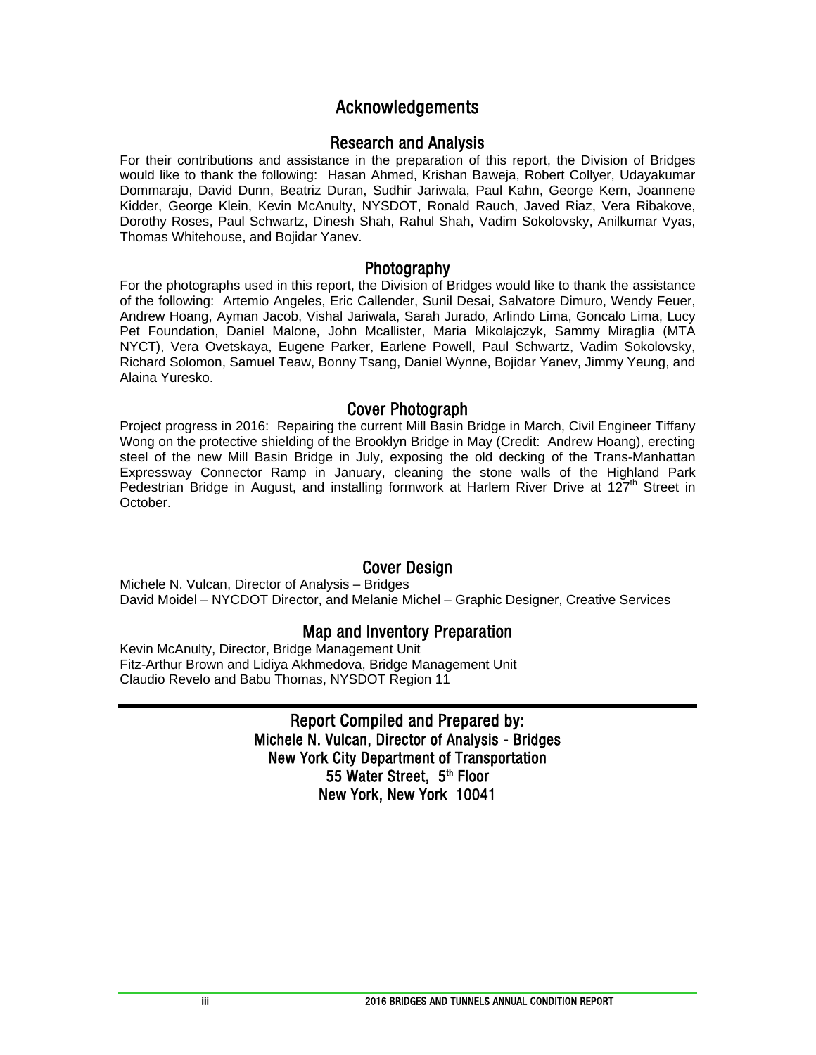# Acknowledgements

## Research and Analysis

For their contributions and assistance in the preparation of this report, the Division of Bridges would like to thank the following: Hasan Ahmed, Krishan Baweja, Robert Collyer, Udayakumar Dommaraju, David Dunn, Beatriz Duran, Sudhir Jariwala, Paul Kahn, George Kern, Joannene Kidder, George Klein, Kevin McAnulty, NYSDOT, Ronald Rauch, Javed Riaz, Vera Ribakove, Dorothy Roses, Paul Schwartz, Dinesh Shah, Rahul Shah, Vadim Sokolovsky, Anilkumar Vyas, Thomas Whitehouse, and Bojidar Yanev.

## Photography

For the photographs used in this report, the Division of Bridges would like to thank the assistance of the following: Artemio Angeles, Eric Callender, Sunil Desai, Salvatore Dimuro, Wendy Feuer, Andrew Hoang, Ayman Jacob, Vishal Jariwala, Sarah Jurado, Arlindo Lima, Goncalo Lima, Lucy Pet Foundation, Daniel Malone, John Mcallister, Maria Mikolajczyk, Sammy Miraglia (MTA NYCT), Vera Ovetskaya, Eugene Parker, Earlene Powell, Paul Schwartz, Vadim Sokolovsky, Richard Solomon, Samuel Teaw, Bonny Tsang, Daniel Wynne, Bojidar Yanev, Jimmy Yeung, and Alaina Yuresko.

## Cover Photograph

Project progress in 2016: Repairing the current Mill Basin Bridge in March, Civil Engineer Tiffany Wong on the protective shielding of the Brooklyn Bridge in May (Credit: Andrew Hoang), erecting steel of the new Mill Basin Bridge in July, exposing the old decking of the Trans-Manhattan Expressway Connector Ramp in January, cleaning the stone walls of the Highland Park Pedestrian Bridge in August, and installing formwork at Harlem River Drive at 127th Street in October.

## Cover Design

Michele N. Vulcan, Director of Analysis – Bridges
David Moidel – NYCDOT Director, and Melanie Michel – Graphic Designer, Creative Services

## Map and Inventory Preparation

Kevin McAnulty, Director, Bridge Management Unit
Fitz-Arthur Brown and Lidiya Akhmedova, Bridge Management Unit
Claudio Revelo and Babu Thomas, NYSDOT Region 11

---

**Report Compiled and Prepared by:**
**Michele N. Vulcan, Director of Analysis - Bridges**
**New York City Department of Transportation**
**55 Water Street, 5th Floor**
**New York, New York 10041**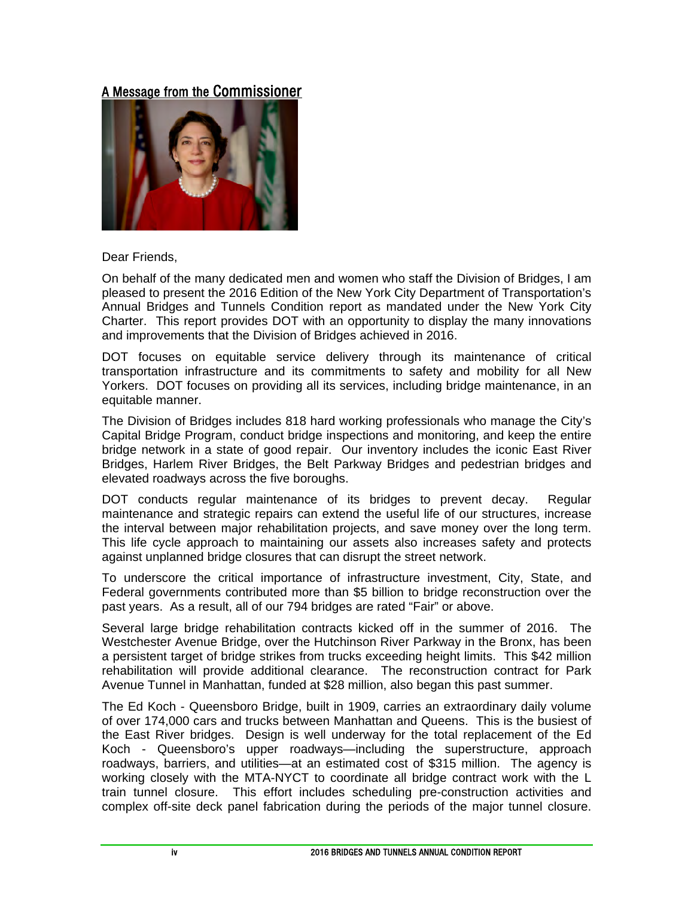## A Message from the Commissioner

Dear Friends,

On behalf of the many dedicated men and women who staff the Division of Bridges, I am pleased to present the 2016 Edition of the New York City Department of Transportation's Annual Bridges and Tunnels Condition report as mandated under the New York City Charter. This report provides DOT with an opportunity to display the many innovations and improvements that the Division of Bridges achieved in 2016.

DOT focuses on equitable service delivery through its maintenance of critical transportation infrastructure and its commitments to safety and mobility for all New Yorkers. DOT focuses on providing all its services, including bridge maintenance, in an equitable manner.

The Division of Bridges includes 818 hard working professionals who manage the City's Capital Bridge Program, conduct bridge inspections and monitoring, and keep the entire bridge network in a state of good repair. Our inventory includes the iconic East River Bridges, Harlem River Bridges, the Belt Parkway Bridges and pedestrian bridges and elevated roadways across the five boroughs.

DOT conducts regular maintenance of its bridges to prevent decay. Regular maintenance and strategic repairs can extend the useful life of our structures, increase the interval between major rehabilitation projects, and save money over the long term. This life cycle approach to maintaining our assets also increases safety and protects against unplanned bridge closures that can disrupt the street network.

To underscore the critical importance of infrastructure investment, City, State, and Federal governments contributed more than $5 billion to bridge reconstruction over the past years. As a result, all of our 794 bridges are rated "Fair" or above.

Several large bridge rehabilitation contracts kicked off in the summer of 2016. The Westchester Avenue Bridge, over the Hutchinson River Parkway in the Bronx, has been a persistent target of bridge strikes from trucks exceeding height limits. This $42 million rehabilitation will provide additional clearance. The reconstruction contract for Park Avenue Tunnel in Manhattan, funded at $28 million, also began this past summer.

The Ed Koch - Queensboro Bridge, built in 1909, carries an extraordinary daily volume of over 174,000 cars and trucks between Manhattan and Queens. This is the busiest of the East River bridges. Design is well underway for the total replacement of the Ed Koch - Queensboro's upper roadways—including the superstructure, approach roadways, barriers, and utilities—at an estimated cost of $315 million. The agency is working closely with the MTA-NYCT to coordinate all bridge contract work with the L train tunnel closure. This effort includes scheduling pre-construction activities and complex off-site deck panel fabrication during the periods of the major tunnel closure.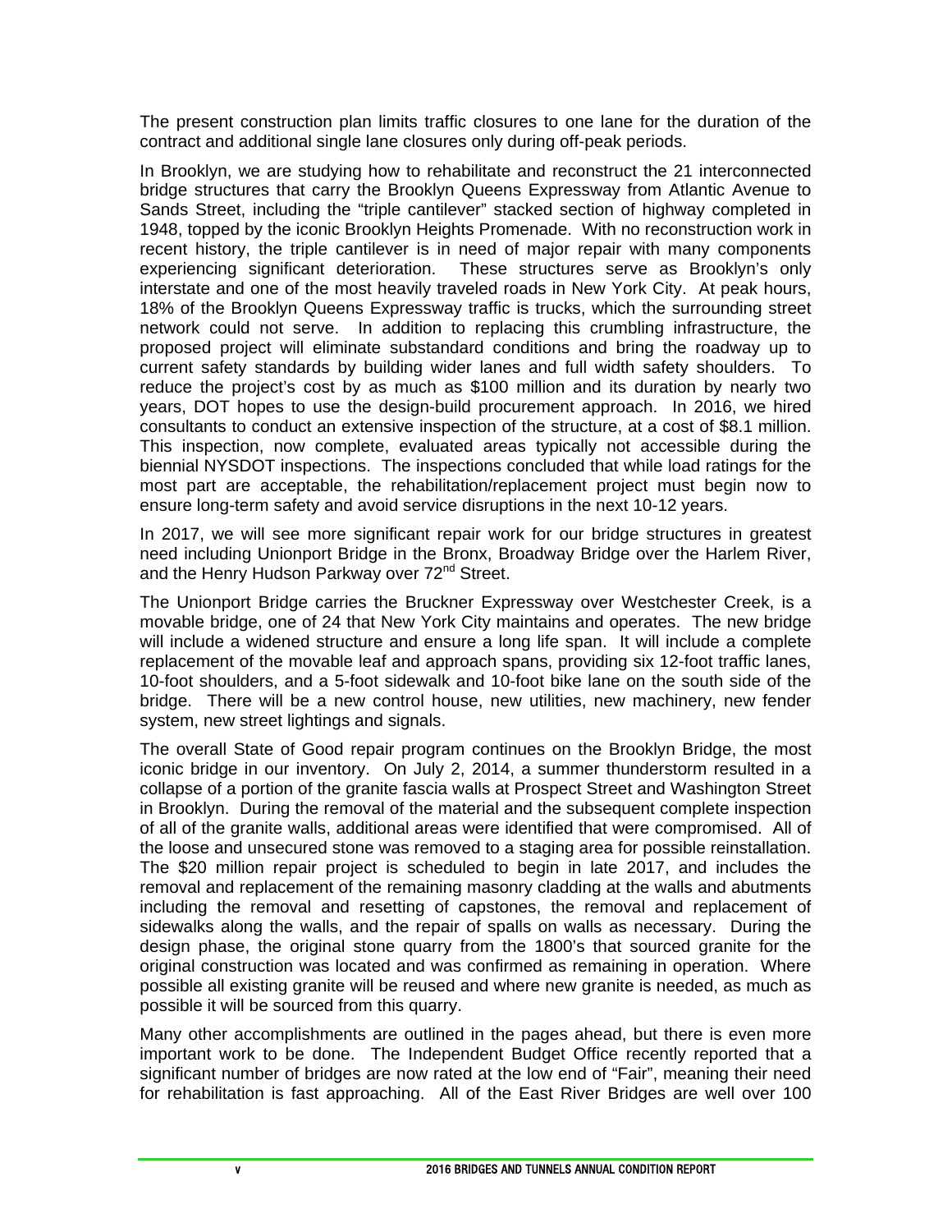The present construction plan limits traffic closures to one lane for the duration of the contract and additional single lane closures only during off-peak periods.

In Brooklyn, we are studying how to rehabilitate and reconstruct the 21 interconnected bridge structures that carry the Brooklyn Queens Expressway from Atlantic Avenue to Sands Street, including the "triple cantilever" stacked section of highway completed in 1948, topped by the iconic Brooklyn Heights Promenade. With no reconstruction work in recent history, the triple cantilever is in need of major repair with many components experiencing significant deterioration. These structures serve as Brooklyn's only interstate and one of the most heavily traveled roads in New York City. At peak hours, 18% of the Brooklyn Queens Expressway traffic is trucks, which the surrounding street network could not serve. In addition to replacing this crumbling infrastructure, the proposed project will eliminate substandard conditions and bring the roadway up to current safety standards by building wider lanes and full width safety shoulders. To reduce the project's cost by as much as $100 million and its duration by nearly two years, DOT hopes to use the design-build procurement approach. In 2016, we hired consultants to conduct an extensive inspection of the structure, at a cost of $8.1 million. This inspection, now complete, evaluated areas typically not accessible during the biennial NYSDOT inspections. The inspections concluded that while load ratings for the most part are acceptable, the rehabilitation/replacement project must begin now to ensure long-term safety and avoid service disruptions in the next 10-12 years.

In 2017, we will see more significant repair work for our bridge structures in greatest need including Unionport Bridge in the Bronx, Broadway Bridge over the Harlem River, and the Henry Hudson Parkway over 72nd Street.

The Unionport Bridge carries the Bruckner Expressway over Westchester Creek, is a movable bridge, one of 24 that New York City maintains and operates. The new bridge will include a widened structure and ensure a long life span. It will include a complete replacement of the movable leaf and approach spans, providing six 12-foot traffic lanes, 10-foot shoulders, and a 5-foot sidewalk and 10-foot bike lane on the south side of the bridge. There will be a new control house, new utilities, new machinery, new fender system, new street lightings and signals.

The overall State of Good repair program continues on the Brooklyn Bridge, the most iconic bridge in our inventory. On July 2, 2014, a summer thunderstorm resulted in a collapse of a portion of the granite fascia walls at Prospect Street and Washington Street in Brooklyn. During the removal of the material and the subsequent complete inspection of all of the granite walls, additional areas were identified that were compromised. All of the loose and unsecured stone was removed to a staging area for possible reinstallation. The $20 million repair project is scheduled to begin in late 2017, and includes the removal and replacement of the remaining masonry cladding at the walls and abutments including the removal and resetting of capstones, the removal and replacement of sidewalks along the walls, and the repair of spalls on walls as necessary. During the design phase, the original stone quarry from the 1800's that sourced granite for the original construction was located and was confirmed as remaining in operation. Where possible all existing granite will be reused and where new granite is needed, as much as possible it will be sourced from this quarry.

Many other accomplishments are outlined in the pages ahead, but there is even more important work to be done. The Independent Budget Office recently reported that a significant number of bridges are now rated at the low end of "Fair", meaning their need for rehabilitation is fast approaching. All of the East River Bridges are well over 100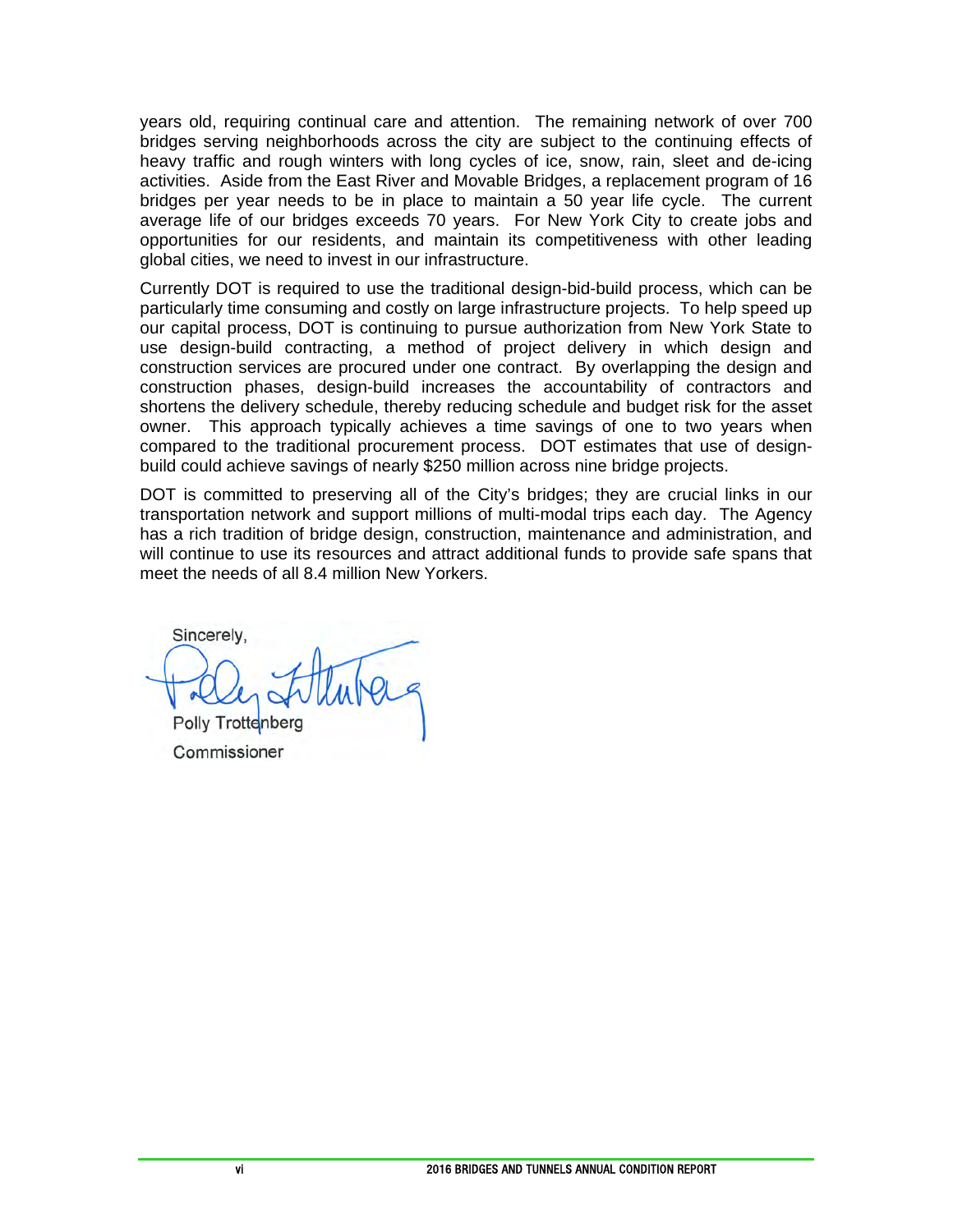years old, requiring continual care and attention. The remaining network of over 700 bridges serving neighborhoods across the city are subject to the continuing effects of heavy traffic and rough winters with long cycles of ice, snow, rain, sleet and de-icing activities. Aside from the East River and Movable Bridges, a replacement program of 16 bridges per year needs to be in place to maintain a 50 year life cycle. The current average life of our bridges exceeds 70 years. For New York City to create jobs and opportunities for our residents, and maintain its competitiveness with other leading global cities, we need to invest in our infrastructure.

Currently DOT is required to use the traditional design-bid-build process, which can be particularly time consuming and costly on large infrastructure projects. To help speed up our capital process, DOT is continuing to pursue authorization from New York State to use design-build contracting, a method of project delivery in which design and construction services are procured under one contract. By overlapping the design and construction phases, design-build increases the accountability of contractors and shortens the delivery schedule, thereby reducing schedule and budget risk for the asset owner. This approach typically achieves a time savings of one to two years when compared to the traditional procurement process. DOT estimates that use of design-build could achieve savings of nearly $250 million across nine bridge projects.

DOT is committed to preserving all of the City's bridges; they are crucial links in our transportation network and support millions of multi-modal trips each day. The Agency has a rich tradition of bridge design, construction, maintenance and administration, and will continue to use its resources and attract additional funds to provide safe spans that meet the needs of all 8.4 million New Yorkers.

Sincerely,

Polly Trottenberg

Commissioner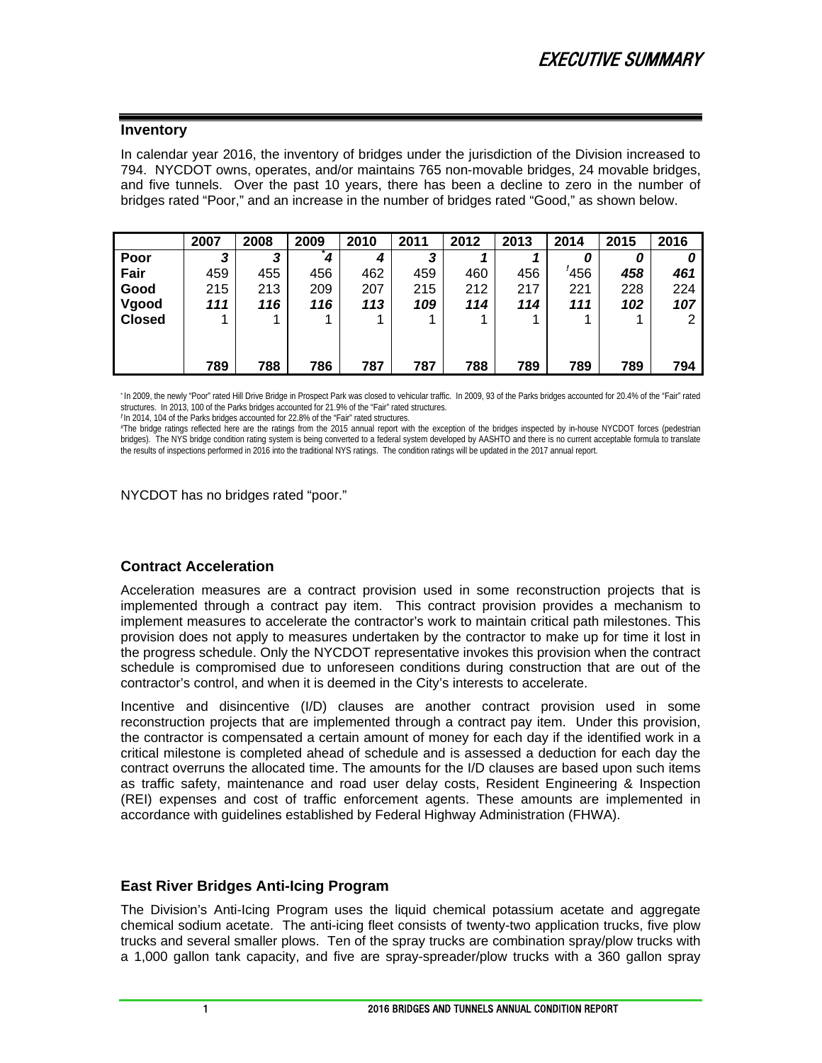# EXECUTIVE SUMMARY

## Inventory

In calendar year 2016, the inventory of bridges under the jurisdiction of the Division increased to 794. NYCDOT owns, operates, and/or maintains 765 non-movable bridges, 24 movable bridges, and five tunnels. Over the past 10 years, there has been a decline to zero in the number of bridges rated "Poor," and an increase in the number of bridges rated "Good," as shown below.

| | 2007 | 2008 | 2009 | 2010 | 2011 | 2012 | 2013 | 2014 | 2015 | 2016 |
|---|---|---|---|---|---|---|---|---|---|---|
| **Poor** | ***3*** | ***3*** | ****4*** | ***4*** | ***3*** | ***1*** | ***1*** | ***0*** | ***0*** | ***0*** |
| **Fair** | 459 | 455 | 456 | 462 | 459 | 460 | 456 | [f]456 | ***458*** | ***461*** |
| **Good** | 215 | 213 | 209 | 207 | 215 | 212 | 217 | 221 | 228 | 224 |
| **Vgood** | ***111*** | ***116*** | ***116*** | ***113*** | ***109*** | ***114*** | ***114*** | ***111*** | ***102*** | ***107*** |
| **Closed** | 1 | 1 | 1 | 1 | 1 | 1 | 1 | 1 | 1 | 2 |
| | **789** | **788** | **786** | **787** | **787** | **788** | **789** | **789** | **789** | **794** |

* In 2009, the newly "Poor" rated Hill Drive Bridge in Prospect Park was closed to vehicular traffic. In 2009, 93 of the Parks bridges accounted for 20.4% of the "Fair" rated structures. In 2013, 100 of the Parks bridges accounted for 21.9% of the "Fair" rated structures.

[f] In 2014, 104 of the Parks bridges accounted for 22.8% of the "Fair" rated structures.

[#] The bridge ratings reflected here are the ratings from the 2015 annual report with the exception of the bridges inspected by in-house NYCDOT forces (pedestrian bridges). The NYS bridge condition rating system is being converted to a federal system developed by AASHTO and there is no current acceptable formula to translate the results of inspections performed in 2016 into the traditional NYS ratings. The condition ratings will be updated in the 2017 annual report.

NYCDOT has no bridges rated "poor."

## Contract Acceleration

Acceleration measures are a contract provision used in some reconstruction projects that is implemented through a contract pay item. This contract provision provides a mechanism to implement measures to accelerate the contractor's work to maintain critical path milestones. This provision does not apply to measures undertaken by the contractor to make up for time it lost in the progress schedule. Only the NYCDOT representative invokes this provision when the contract schedule is compromised due to unforeseen conditions during construction that are out of the contractor's control, and when it is deemed in the City's interests to accelerate.

Incentive and disincentive (I/D) clauses are another contract provision used in some reconstruction projects that are implemented through a contract pay item. Under this provision, the contractor is compensated a certain amount of money for each day if the identified work in a critical milestone is completed ahead of schedule and is assessed a deduction for each day the contract overruns the allocated time. The amounts for the I/D clauses are based upon such items as traffic safety, maintenance and road user delay costs, Resident Engineering & Inspection (REI) expenses and cost of traffic enforcement agents. These amounts are implemented in accordance with guidelines established by Federal Highway Administration (FHWA).

## East River Bridges Anti-Icing Program

The Division's Anti-Icing Program uses the liquid chemical potassium acetate and aggregate chemical sodium acetate. The anti-icing fleet consists of twenty-two application trucks, five plow trucks and several smaller plows. Ten of the spray trucks are combination spray/plow trucks with a 1,000 gallon tank capacity, and five are spray-spreader/plow trucks with a 360 gallon spray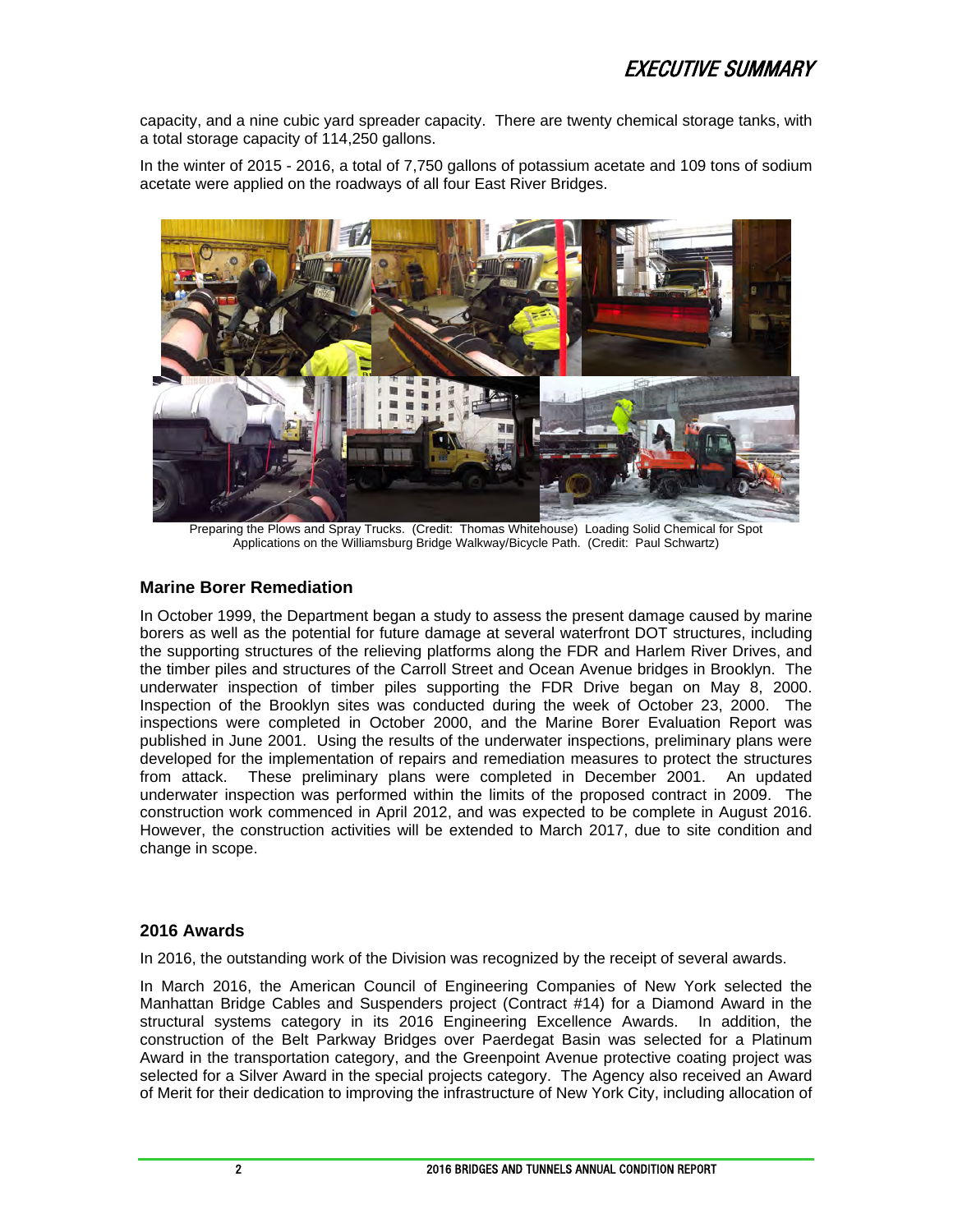capacity, and a nine cubic yard spreader capacity. There are twenty chemical storage tanks, with a total storage capacity of 114,250 gallons.

In the winter of 2015 - 2016, a total of 7,750 gallons of potassium acetate and 109 tons of sodium acetate were applied on the roadways of all four East River Bridges.

Preparing the Plows and Spray Trucks. (Credit: Thomas Whitehouse) Loading Solid Chemical for Spot Applications on the Williamsburg Bridge Walkway/Bicycle Path. (Credit: Paul Schwartz)

### Marine Borer Remediation

In October 1999, the Department began a study to assess the present damage caused by marine borers as well as the potential for future damage at several waterfront DOT structures, including the supporting structures of the relieving platforms along the FDR and Harlem River Drives, and the timber piles and structures of the Carroll Street and Ocean Avenue bridges in Brooklyn. The underwater inspection of timber piles supporting the FDR Drive began on May 8, 2000. Inspection of the Brooklyn sites was conducted during the week of October 23, 2000. The inspections were completed in October 2000, and the Marine Borer Evaluation Report was published in June 2001. Using the results of the underwater inspections, preliminary plans were developed for the implementation of repairs and remediation measures to protect the structures from attack. These preliminary plans were completed in December 2001. An updated underwater inspection was performed within the limits of the proposed contract in 2009. The construction work commenced in April 2012, and was expected to be complete in August 2016. However, the construction activities will be extended to March 2017, due to site condition and change in scope.

### 2016 Awards

In 2016, the outstanding work of the Division was recognized by the receipt of several awards.

In March 2016, the American Council of Engineering Companies of New York selected the Manhattan Bridge Cables and Suspenders project (Contract #14) for a Diamond Award in the structural systems category in its 2016 Engineering Excellence Awards. In addition, the construction of the Belt Parkway Bridges over Paerdegat Basin was selected for a Platinum Award in the transportation category, and the Greenpoint Avenue protective coating project was selected for a Silver Award in the special projects category. The Agency also received an Award of Merit for their dedication to improving the infrastructure of New York City, including allocation of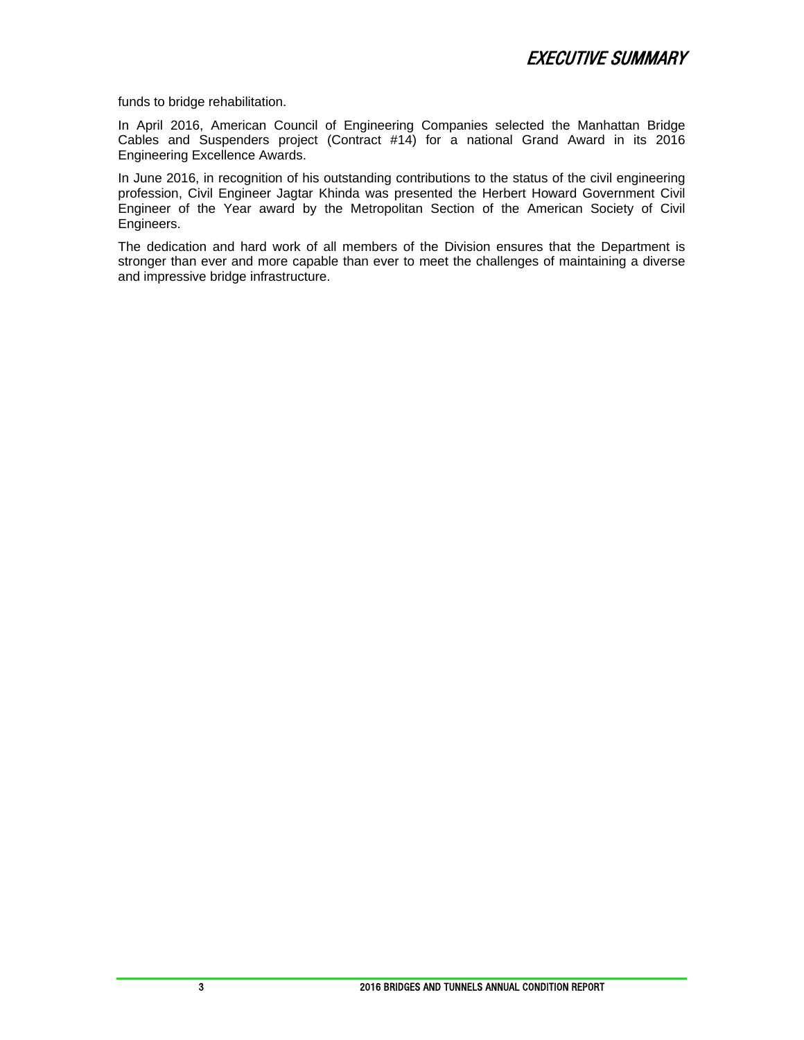funds to bridge rehabilitation.

In April 2016, American Council of Engineering Companies selected the Manhattan Bridge Cables and Suspenders project (Contract #14) for a national Grand Award in its 2016 Engineering Excellence Awards.

In June 2016, in recognition of his outstanding contributions to the status of the civil engineering profession, Civil Engineer Jagtar Khinda was presented the Herbert Howard Government Civil Engineer of the Year award by the Metropolitan Section of the American Society of Civil Engineers.

The dedication and hard work of all members of the Division ensures that the Department is stronger than ever and more capable than ever to meet the challenges of maintaining a diverse and impressive bridge infrastructure.